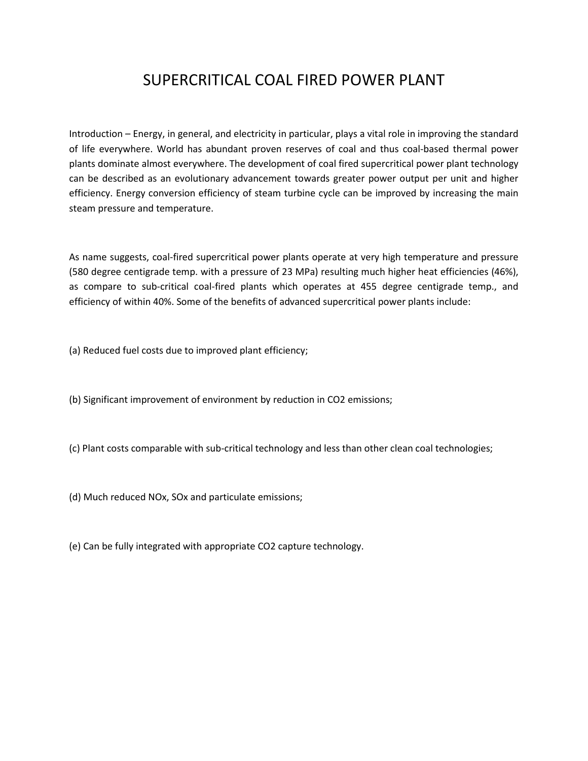# SUPERCRITICAL COAL FIRED POWER PLANT

Introduction – Energy, in general, and electricity in particular, plays a vital role in improving the standard of life everywhere. World has abundant proven reserves of coal and thus coal-based thermal power plants dominate almost everywhere. The development of coal fired supercritical power plant technology can be described as an evolutionary advancement towards greater power output per unit and higher efficiency. Energy conversion efficiency of steam turbine cycle can be improved by increasing the main steam pressure and temperature.

As name suggests, coal-fired supercritical power plants operate at very high temperature and pressure (580 degree centigrade temp. with a pressure of 23 MPa) resulting much higher heat efficiencies (46%), as compare to sub-critical coal-fired plants which operates at 455 degree centigrade temp., and efficiency of within 40%. Some of the benefits of advanced supercritical power plants include:

(a) Reduced fuel costs due to improved plant efficiency;

(b) Significant improvement of environment by reduction in $CO_2$ emissions;

(c) Plant costs comparable with sub-critical technology and less than other clean coal technologies;

(d) Much reduced $NO_x$, $SO_x$ and particulate emissions;

(e) Can be fully integrated with appropriate $CO_2$ capture technology.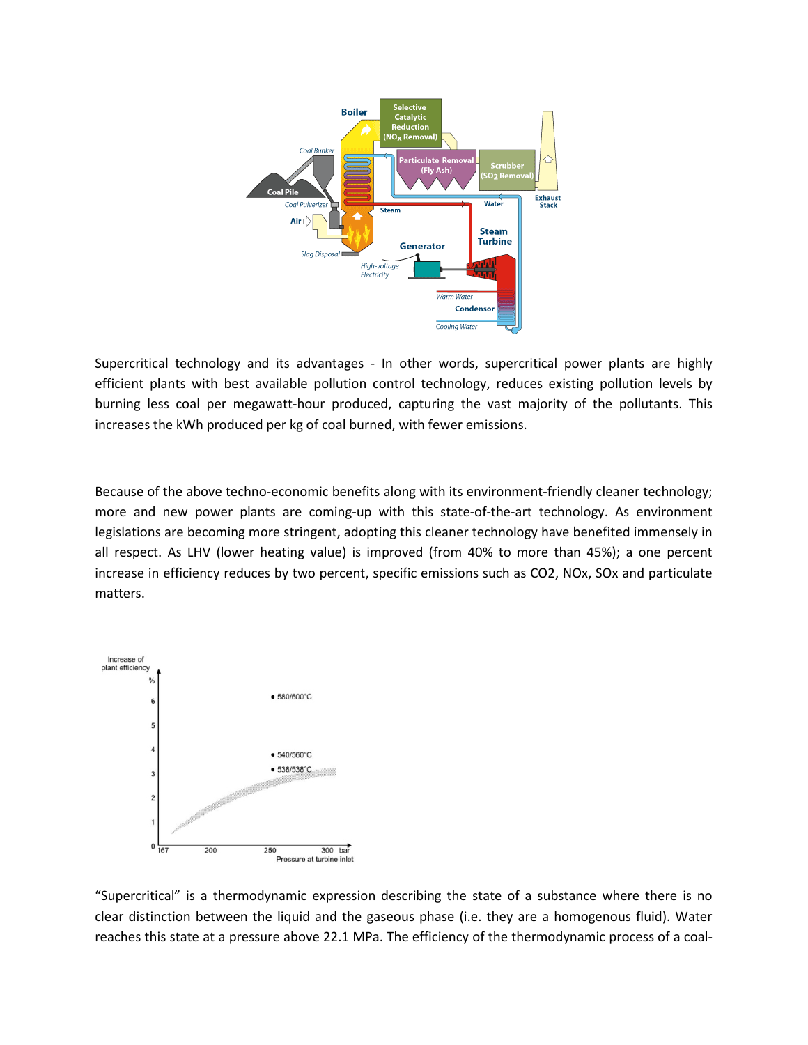Supercritical technology and its advantages - In other words, supercritical power plants are highly efficient plants with best available pollution control technology, reduces existing pollution levels by burning less coal per megawatt-hour produced, capturing the vast majority of the pollutants. This increases the kWh produced per kg of coal burned, with fewer emissions.

Because of the above techno-economic benefits along with its environment-friendly cleaner technology; more and new power plants are coming-up with this state-of-the-art technology. As environment legislations are becoming more stringent, adopting this cleaner technology have benefited immensely in all respect. As LHV (lower heating value) is improved (from 40% to more than 45%); a one percent increase in efficiency reduces by two percent, specific emissions such as $CO_2$, $NO_x$, $SO_x$ and particulate matters.

“Supercritical” is a thermodynamic expression describing the state of a substance where there is no clear distinction between the liquid and the gaseous phase (i.e. they are a homogenous fluid). Water reaches this state at a pressure above 22.1 MPa. The efficiency of the thermodynamic process of a coal-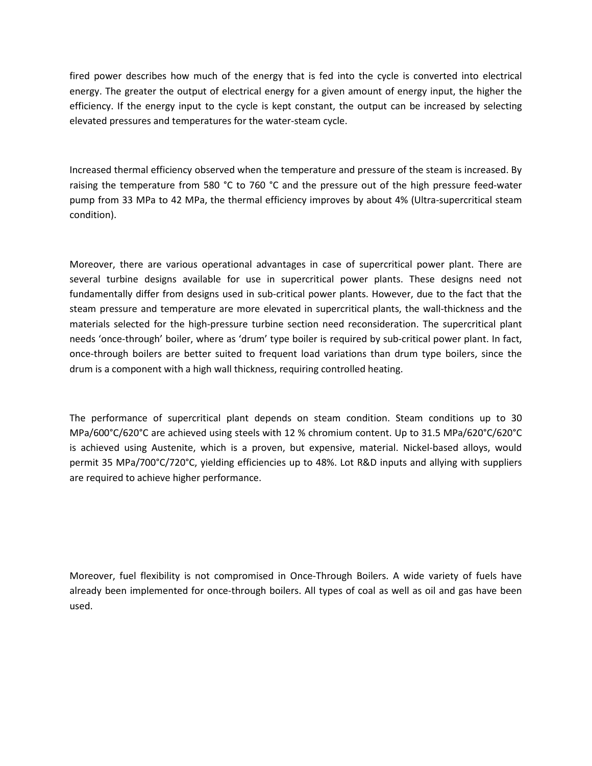fired power describes how much of the energy that is fed into the cycle is converted into electrical energy. The greater the output of electrical energy for a given amount of energy input, the higher the efficiency. If the energy input to the cycle is kept constant, the output can be increased by selecting elevated pressures and temperatures for the water-steam cycle.

Increased thermal efficiency observed when the temperature and pressure of the steam is increased. By raising the temperature from 580 °C to 760 °C and the pressure out of the high pressure feed-water pump from 33 MPa to 42 MPa, the thermal efficiency improves by about 4% (Ultra-supercritical steam condition).

Moreover, there are various operational advantages in case of supercritical power plant. There are several turbine designs available for use in supercritical power plants. These designs need not fundamentally differ from designs used in sub-critical power plants. However, due to the fact that the steam pressure and temperature are more elevated in supercritical plants, the wall-thickness and the materials selected for the high-pressure turbine section need reconsideration. The supercritical plant needs 'once-through' boiler, where as 'drum' type boiler is required by sub-critical power plant. In fact, once-through boilers are better suited to frequent load variations than drum type boilers, since the drum is a component with a high wall thickness, requiring controlled heating.

The performance of supercritical plant depends on steam condition. Steam conditions up to 30 MPa/600°C/620°C are achieved using steels with 12 % chromium content. Up to 31.5 MPa/620°C/620°C is achieved using Austenite, which is a proven, but expensive, material. Nickel-based alloys, would permit 35 MPa/700°C/720°C, yielding efficiencies up to 48%. Lot R&D inputs and allying with suppliers are required to achieve higher performance.

Moreover, fuel flexibility is not compromised in Once-Through Boilers. A wide variety of fuels have already been implemented for once-through boilers. All types of coal as well as oil and gas have been used.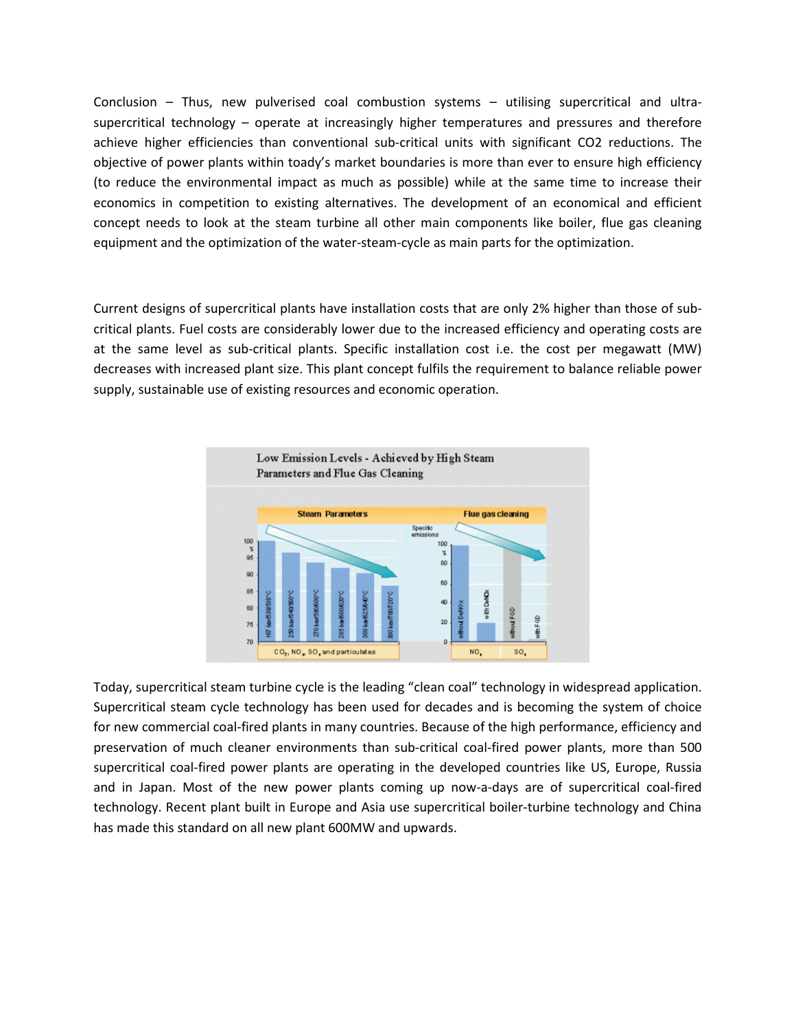Conclusion – Thus, new pulverised coal combustion systems – utilising supercritical and ultra-supercritical technology – operate at increasingly higher temperatures and pressures and therefore achieve higher efficiencies than conventional sub-critical units with significant CO2 reductions. The objective of power plants within toady's market boundaries is more than ever to ensure high efficiency (to reduce the environmental impact as much as possible) while at the same time to increase their economics in competition to existing alternatives. The development of an economical and efficient concept needs to look at the steam turbine all other main components like boiler, flue gas cleaning equipment and the optimization of the water-steam-cycle as main parts for the optimization.

Current designs of supercritical plants have installation costs that are only 2% higher than those of sub-critical plants. Fuel costs are considerably lower due to the increased efficiency and operating costs are at the same level as sub-critical plants. Specific installation cost i.e. the cost per megawatt (MW) decreases with increased plant size. This plant concept fulfils the requirement to balance reliable power supply, sustainable use of existing resources and economic operation.

Today, supercritical steam turbine cycle is the leading "clean coal" technology in widespread application. Supercritical steam cycle technology has been used for decades and is becoming the system of choice for new commercial coal-fired plants in many countries. Because of the high performance, efficiency and preservation of much cleaner environments than sub-critical coal-fired power plants, more than 500 supercritical coal-fired power plants are operating in the developed countries like US, Europe, Russia and in Japan. Most of the new power plants coming up now-a-days are of supercritical coal-fired technology. Recent plant built in Europe and Asia use supercritical boiler-turbine technology and China has made this standard on all new plant 600MW and upwards.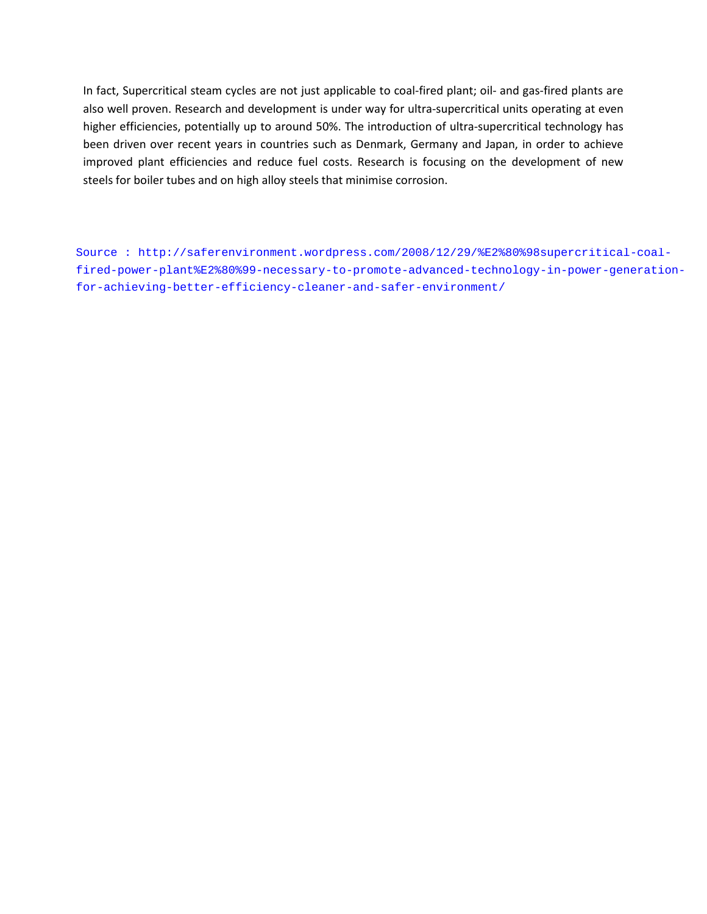In fact, Supercritical steam cycles are not just applicable to coal-fired plant; oil- and gas-fired plants are also well proven. Research and development is under way for ultra-supercritical units operating at even higher efficiencies, potentially up to around 50%. The introduction of ultra-supercritical technology has been driven over recent years in countries such as Denmark, Germany and Japan, in order to achieve improved plant efficiencies and reduce fuel costs. Research is focusing on the development of new steels for boiler tubes and on high alloy steels that minimise corrosion.

Source : http://saferenvironment.wordpress.com/2008/12/29/%E2%80%98supercritical-coal-fired-power-plant%E2%80%99-necessary-to-promote-advanced-technology-in-power-generation-for-achieving-better-efficiency-cleaner-and-safer-environment/